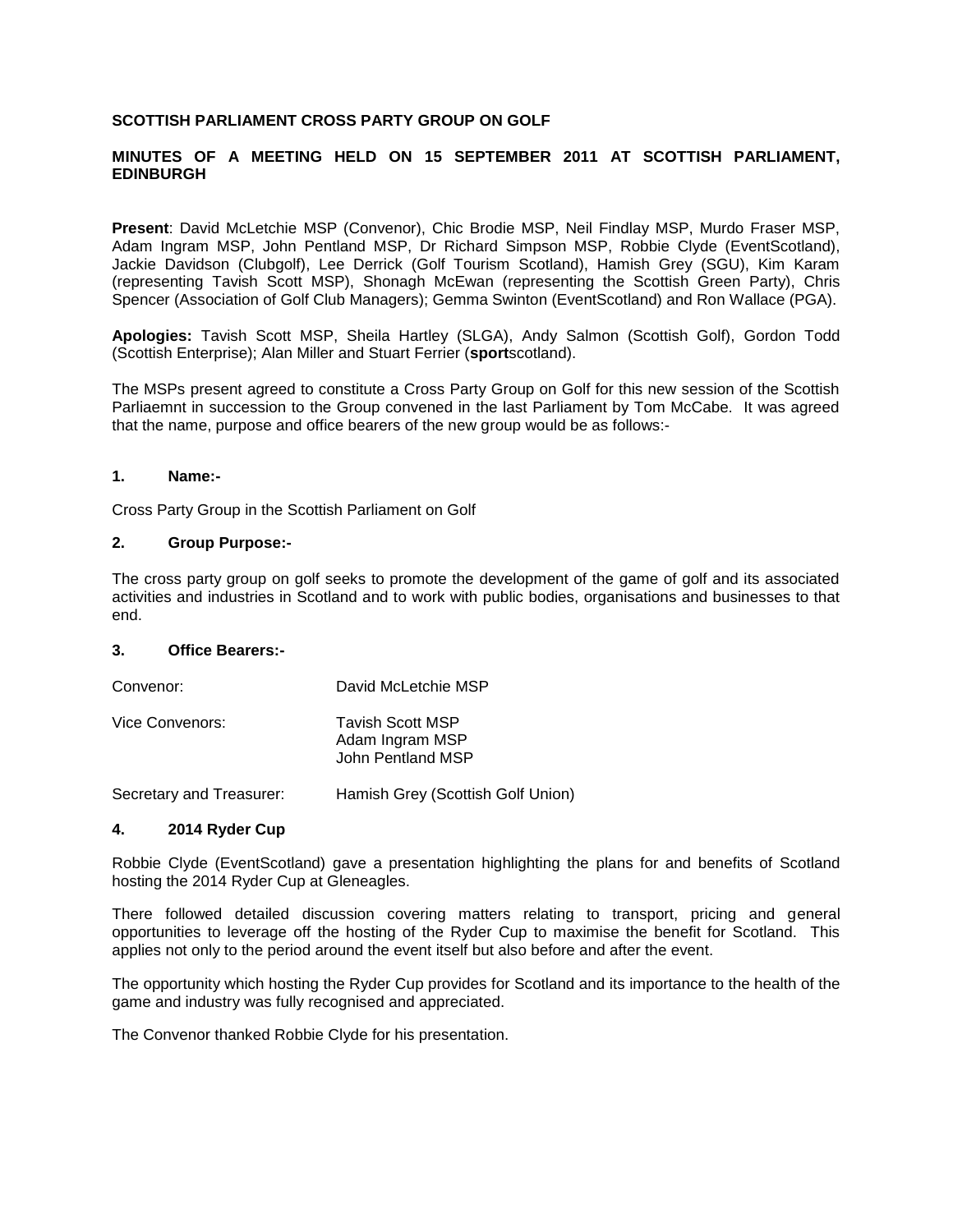**SCOTTISH PARLIAMENT CROSS PARTY GROUP ON GOLF**

**MINUTES OF A MEETING HELD ON 15 SEPTEMBER 2011 AT SCOTTISH PARLIAMENT, EDINBURGH**

**Present**: David McLetchie MSP (Convenor), Chic Brodie MSP, Neil Findlay MSP, Murdo Fraser MSP, Adam Ingram MSP, John Pentland MSP, Dr Richard Simpson MSP, Robbie Clyde (EventScotland), Jackie Davidson (Clubgolf), Lee Derrick (Golf Tourism Scotland), Hamish Grey (SGU), Kim Karam (representing Tavish Scott MSP), Shonagh McEwan (representing the Scottish Green Party), Chris Spencer (Association of Golf Club Managers); Gemma Swinton (EventScotland) and Ron Wallace (PGA).

**Apologies:** Tavish Scott MSP, Sheila Hartley (SLGA), Andy Salmon (Scottish Golf), Gordon Todd (Scottish Enterprise); Alan Miller and Stuart Ferrier (**sport**scotland).

The MSPs present agreed to constitute a Cross Party Group on Golf for this new session of the Scottish Parliaemnt in succession to the Group convened in the last Parliament by Tom McCabe. It was agreed that the name, purpose and office bearers of the new group would be as follows:-

**1. Name:-**

Cross Party Group in the Scottish Parliament on Golf

**2. Group Purpose:-**

The cross party group on golf seeks to promote the development of the game of golf and its associated activities and industries in Scotland and to work with public bodies, organisations and businesses to that end.

**3. Office Bearers:-**

| | |
|---|---|
| Convenor: | David McLetchie MSP |
| Vice Convenors: | Tavish Scott MSP<br>Adam Ingram MSP<br>John Pentland MSP |
| Secretary and Treasurer: | Hamish Grey (Scottish Golf Union) |

**4. 2014 Ryder Cup**

Robbie Clyde (EventScotland) gave a presentation highlighting the plans for and benefits of Scotland hosting the 2014 Ryder Cup at Gleneagles.

There followed detailed discussion covering matters relating to transport, pricing and general opportunities to leverage off the hosting of the Ryder Cup to maximise the benefit for Scotland. This applies not only to the period around the event itself but also before and after the event.

The opportunity which hosting the Ryder Cup provides for Scotland and its importance to the health of the game and industry was fully recognised and appreciated.

The Convenor thanked Robbie Clyde for his presentation.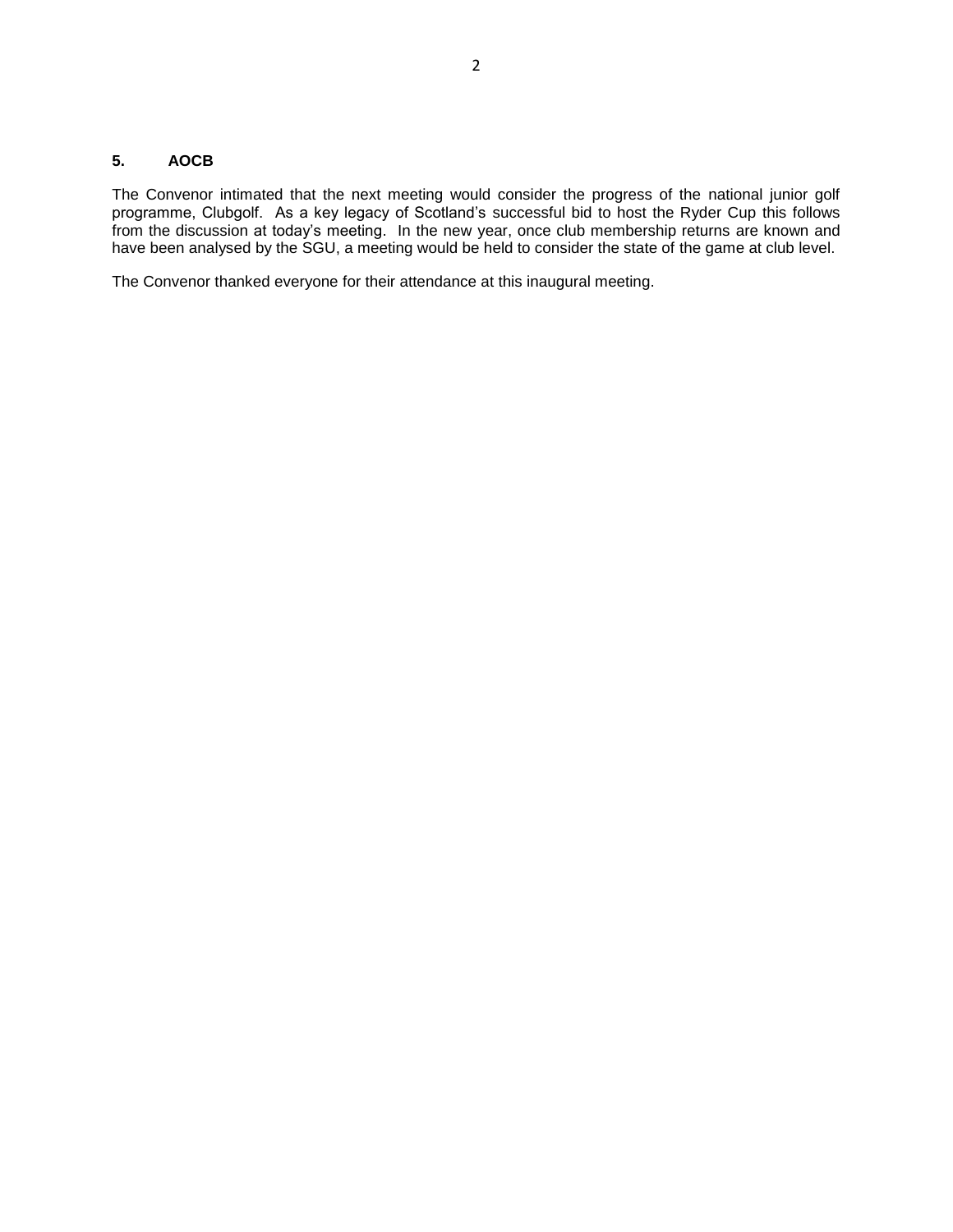## 5. AOCB

The Convenor intimated that the next meeting would consider the progress of the national junior golf programme, Clubgolf. As a key legacy of Scotland's successful bid to host the Ryder Cup this follows from the discussion at today's meeting. In the new year, once club membership returns are known and have been analysed by the SGU, a meeting would be held to consider the state of the game at club level.

The Convenor thanked everyone for their attendance at this inaugural meeting.